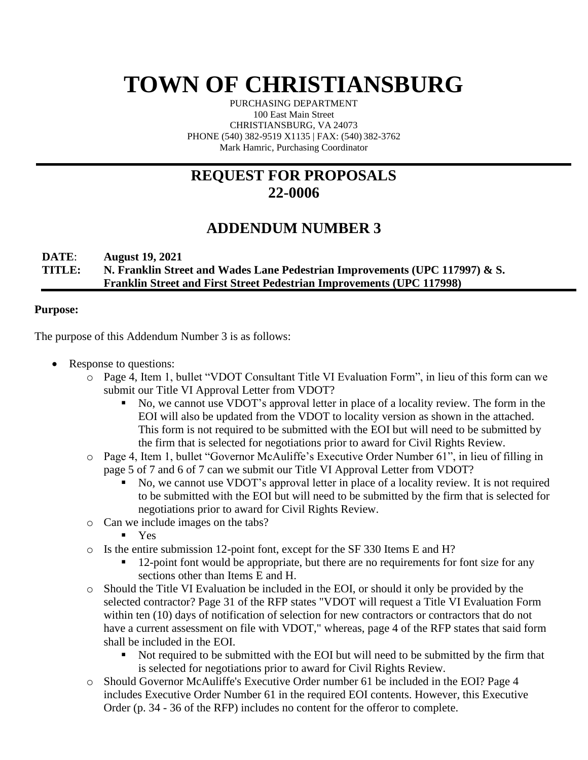# TOWN OF CHRISTIANSBURG

PURCHASING DEPARTMENT
100 East Main Street
CHRISTIANSBURG, VA 24073
PHONE (540) 382-9519 X1135 | FAX: (540) 382-3762
Mark Hamric, Purchasing Coordinator

## REQUEST FOR PROPOSALS
## 22-0006

## ADDENDUM NUMBER 3

**DATE**: **August 19, 2021**
**TITLE: N. Franklin Street and Wades Lane Pedestrian Improvements (UPC 117997) & S. Franklin Street and First Street Pedestrian Improvements (UPC 117998)**

**Purpose:**

The purpose of this Addendum Number 3 is as follows:

- Response to questions:
  - Page 4, Item 1, bullet "VDOT Consultant Title VI Evaluation Form", in lieu of this form can we submit our Title VI Approval Letter from VDOT?
    - No, we cannot use VDOT's approval letter in place of a locality review. The form in the EOI will also be updated from the VDOT to locality version as shown in the attached. This form is not required to be submitted with the EOI but will need to be submitted by the firm that is selected for negotiations prior to award for Civil Rights Review.
  - Page 4, Item 1, bullet "Governor McAuliffe's Executive Order Number 61", in lieu of filling in page 5 of 7 and 6 of 7 can we submit our Title VI Approval Letter from VDOT?
    - No, we cannot use VDOT's approval letter in place of a locality review. It is not required to be submitted with the EOI but will need to be submitted by the firm that is selected for negotiations prior to award for Civil Rights Review.
  - Can we include images on the tabs?
    - Yes
  - Is the entire submission 12-point font, except for the SF 330 Items E and H?
    - 12-point font would be appropriate, but there are no requirements for font size for any sections other than Items E and H.
  - Should the Title VI Evaluation be included in the EOI, or should it only be provided by the selected contractor? Page 31 of the RFP states "VDOT will request a Title VI Evaluation Form within ten (10) days of notification of selection for new contractors or contractors that do not have a current assessment on file with VDOT," whereas, page 4 of the RFP states that said form shall be included in the EOI.
    - Not required to be submitted with the EOI but will need to be submitted by the firm that is selected for negotiations prior to award for Civil Rights Review.
  - Should Governor McAuliffe's Executive Order number 61 be included in the EOI? Page 4 includes Executive Order Number 61 in the required EOI contents. However, this Executive Order (p. 34 - 36 of the RFP) includes no content for the offeror to complete.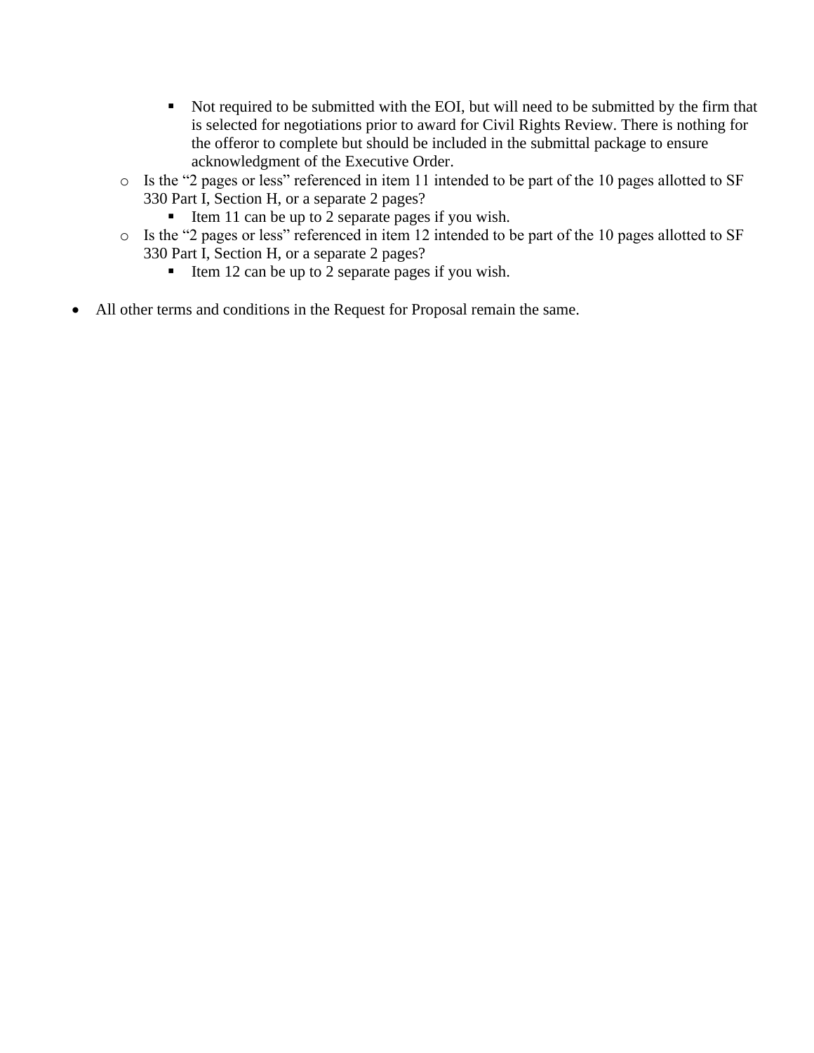- Not required to be submitted with the EOI, but will need to be submitted by the firm that is selected for negotiations prior to award for Civil Rights Review. There is nothing for the offeror to complete but should be included in the submittal package to ensure acknowledgment of the Executive Order.
  - Is the "2 pages or less" referenced in item 11 intended to be part of the 10 pages allotted to SF 330 Part I, Section H, or a separate 2 pages?
    - Item 11 can be up to 2 separate pages if you wish.
  - Is the "2 pages or less" referenced in item 12 intended to be part of the 10 pages allotted to SF 330 Part I, Section H, or a separate 2 pages?
    - Item 12 can be up to 2 separate pages if you wish.

- All other terms and conditions in the Request for Proposal remain the same.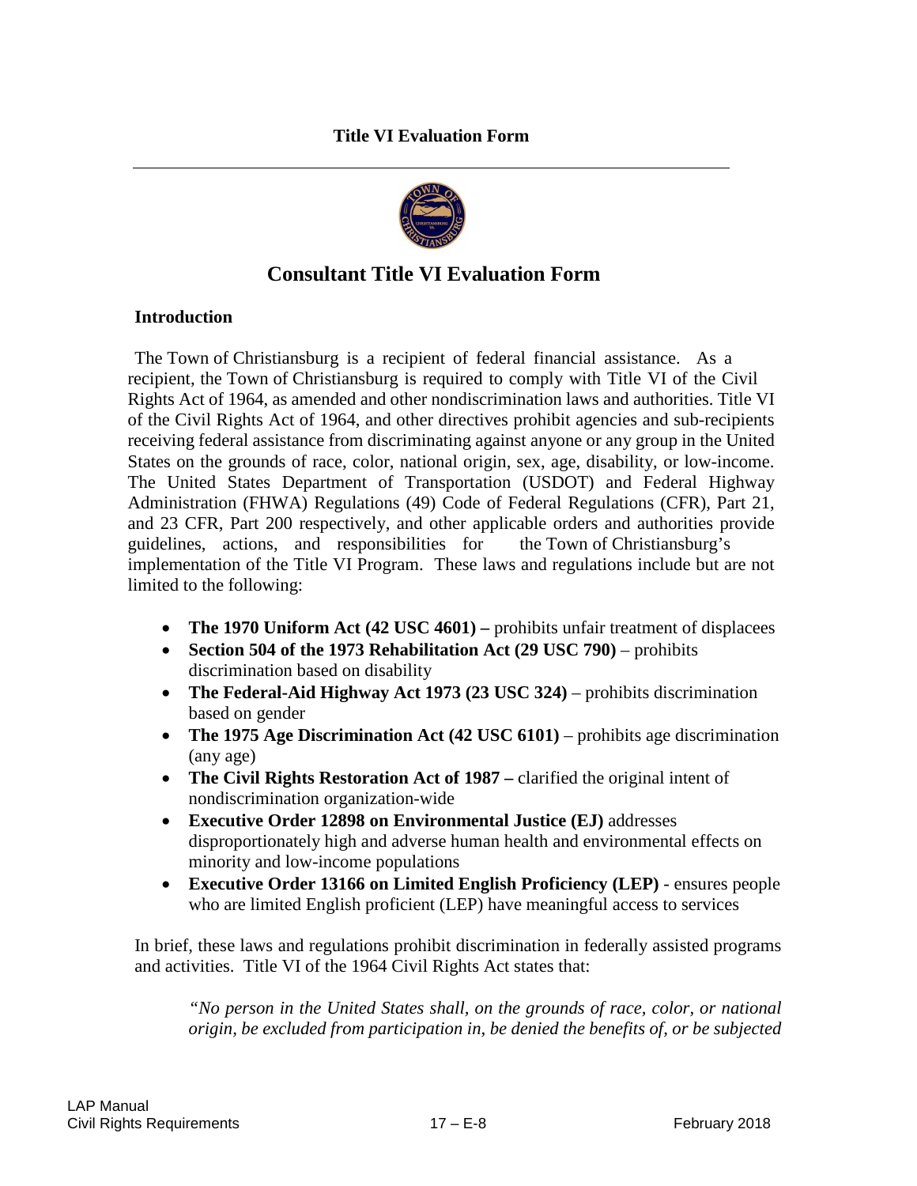**Title VI Evaluation Form**

## Consultant Title VI Evaluation Form

### Introduction

The Town of Christiansburg is a recipient of federal financial assistance. As a recipient, the Town of Christiansburg is required to comply with Title VI of the Civil Rights Act of 1964, as amended and other nondiscrimination laws and authorities. Title VI of the Civil Rights Act of 1964, and other directives prohibit agencies and sub-recipients receiving federal assistance from discriminating against anyone or any group in the United States on the grounds of race, color, national origin, sex, age, disability, or low-income. The United States Department of Transportation (USDOT) and Federal Highway Administration (FHWA) Regulations (49) Code of Federal Regulations (CFR), Part 21, and 23 CFR, Part 200 respectively, and other applicable orders and authorities provide guidelines, actions, and responsibilities for the Town of Christiansburg's implementation of the Title VI Program. These laws and regulations include but are not limited to the following:

- **The 1970 Uniform Act (42 USC 4601) –** prohibits unfair treatment of displacees
- **Section 504 of the 1973 Rehabilitation Act (29 USC 790)** – prohibits discrimination based on disability
- **The Federal-Aid Highway Act 1973 (23 USC 324)** – prohibits discrimination based on gender
- **The 1975 Age Discrimination Act (42 USC 6101)** – prohibits age discrimination (any age)
- **The Civil Rights Restoration Act of 1987 –** clarified the original intent of nondiscrimination organization-wide
- **Executive Order 12898 on Environmental Justice (EJ)** addresses disproportionately high and adverse human health and environmental effects on minority and low-income populations
- **Executive Order 13166 on Limited English Proficiency (LEP)** - ensures people who are limited English proficient (LEP) have meaningful access to services

In brief, these laws and regulations prohibit discrimination in federally assisted programs and activities. Title VI of the 1964 Civil Rights Act states that:

> *"No person in the United States shall, on the grounds of race, color, or national origin, be excluded from participation in, be denied the benefits of, or be subjected*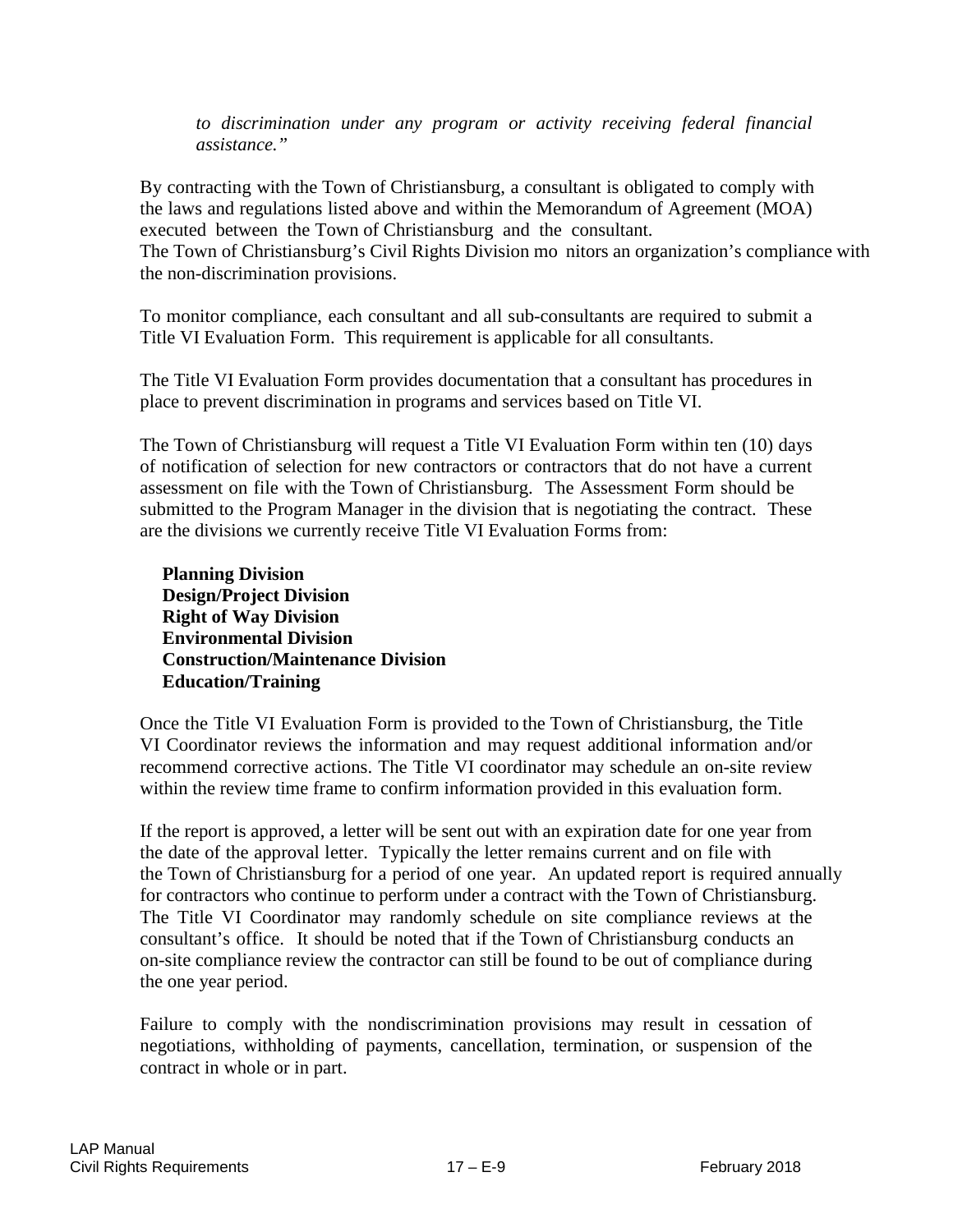*to discrimination under any program or activity receiving federal financial assistance."*

By contracting with the Town of Christiansburg, a consultant is obligated to comply with the laws and regulations listed above and within the Memorandum of Agreement (MOA) executed between the Town of Christiansburg and the consultant.
The Town of Christiansburg's Civil Rights Division monitors an organization's compliance with the non-discrimination provisions.

To monitor compliance, each consultant and all sub-consultants are required to submit a Title VI Evaluation Form. This requirement is applicable for all consultants.

The Title VI Evaluation Form provides documentation that a consultant has procedures in place to prevent discrimination in programs and services based on Title VI.

The Town of Christiansburg will request a Title VI Evaluation Form within ten (10) days of notification of selection for new contractors or contractors that do not have a current assessment on file with the Town of Christiansburg. The Assessment Form should be submitted to the Program Manager in the division that is negotiating the contract. These are the divisions we currently receive Title VI Evaluation Forms from:

**Planning Division**
**Design/Project Division**
**Right of Way Division**
**Environmental Division**
**Construction/Maintenance Division**
**Education/Training**

Once the Title VI Evaluation Form is provided to the Town of Christiansburg, the Title VI Coordinator reviews the information and may request additional information and/or recommend corrective actions. The Title VI coordinator may schedule an on-site review within the review time frame to confirm information provided in this evaluation form.

If the report is approved, a letter will be sent out with an expiration date for one year from the date of the approval letter. Typically the letter remains current and on file with the Town of Christiansburg for a period of one year. An updated report is required annually for contractors who continue to perform under a contract with the Town of Christiansburg. The Title VI Coordinator may randomly schedule on site compliance reviews at the consultant's office. It should be noted that if the Town of Christiansburg conducts an on-site compliance review the contractor can still be found to be out of compliance during the one year period.

Failure to comply with the nondiscrimination provisions may result in cessation of negotiations, withholding of payments, cancellation, termination, or suspension of the contract in whole or in part.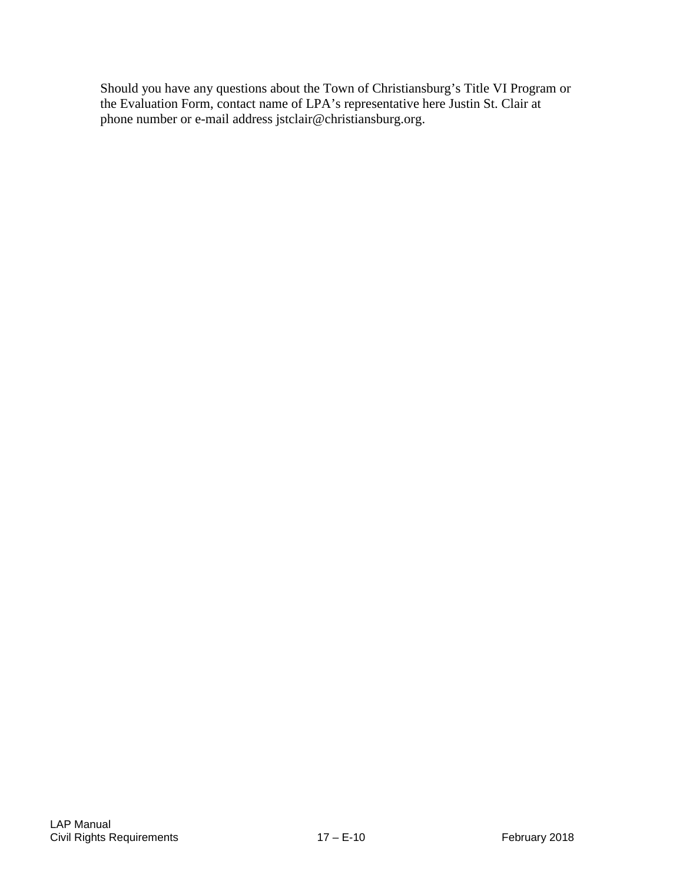Should you have any questions about the Town of Christiansburg's Title VI Program or the Evaluation Form, contact name of LPA's representative here Justin St. Clair at phone number or e-mail address jstclair@christiansburg.org.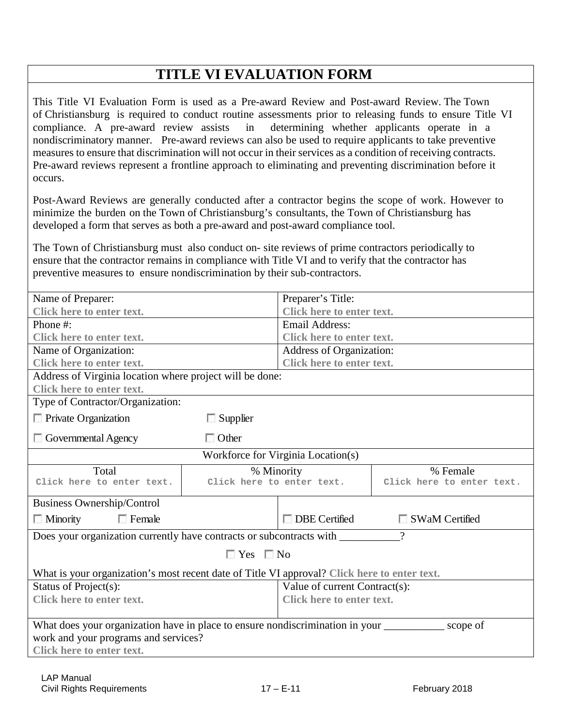# TITLE VI EVALUATION FORM

This Title VI Evaluation Form is used as a Pre-award Review and Post-award Review. The Town of Christiansburg is required to conduct routine assessments prior to releasing funds to ensure Title VI compliance. A pre-award review assists in determining whether applicants operate in a nondiscriminatory manner. Pre-award reviews can also be used to require applicants to take preventive measures to ensure that discrimination will not occur in their services as a condition of receiving contracts. Pre-award reviews represent a frontline approach to eliminating and preventing discrimination before it occurs.

Post-Award Reviews are generally conducted after a contractor begins the scope of work. However to minimize the burden on the Town of Christiansburg's consultants, the Town of Christiansburg has developed a form that serves as both a pre-award and post-award compliance tool.

The Town of Christiansburg must also conduct on- site reviews of prime contractors periodically to ensure that the contractor remains in compliance with Title VI and to verify that the contractor has preventive measures to ensure nondiscrimination by their sub-contractors.

| Name of Preparer:<br>**Click here to enter text.** | | Preparer's Title:<br>**Click here to enter text.** | |
|---|---|---|---|
| Phone #:<br>**Click here to enter text.** | | Email Address:<br>**Click here to enter text.** | |
| Name of Organization:<br>**Click here to enter text.** | | Address of Organization:<br>**Click here to enter text.** | |
| Address of Virginia location where project will be done:<br>**Click here to enter text.** | | | |
| Type of Contractor/Organization:<br>☐ Private Organization ☐ Supplier<br>☐ Governmental Agency ☐ Other | | | |
| Workforce for Virginia Location(s) | | | |
| Total<br>Click here to enter text. | % Minority<br>Click here to enter text. | | % Female<br>Click here to enter text. |
| Business Ownership/Control<br>☐ Minority ☐ Female | | ☐ DBE Certified | ☐ SWaM Certified |
| Does your organization currently have contracts or subcontracts with __________?<br>☐ Yes ☐ No<br>What is your organization's most recent date of Title VI approval? **Click here to enter text.** | | | |
| Status of Project(s):<br>**Click here to enter text.** | | Value of current Contract(s):<br>**Click here to enter text.** | |
| What does your organization have in place to ensure nondiscrimination in your __________ scope of work and your programs and services?<br>**Click here to enter text.** | | | |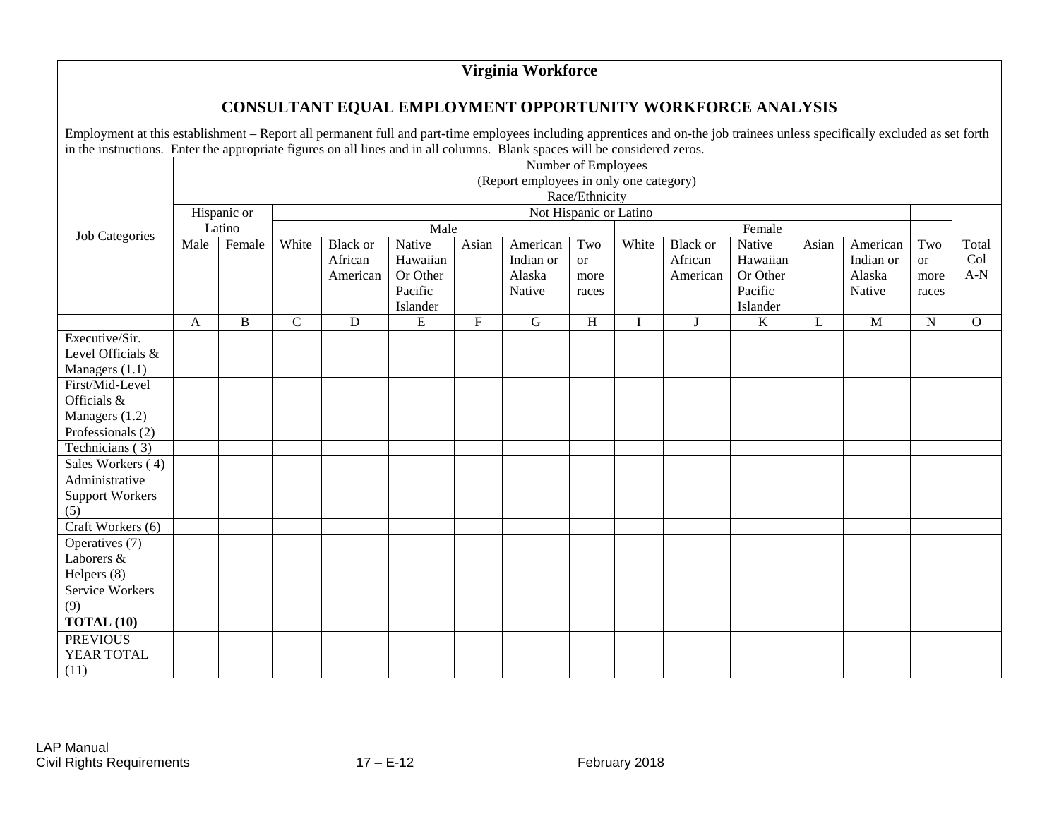# Virginia Workforce

## CONSULTANT EQUAL EMPLOYMENT OPPORTUNITY WORKFORCE ANALYSIS

Employment at this establishment – Report all permanent full and part-time employees including apprentices and on-the job trainees unless specifically excluded as set forth in the instructions. Enter the appropriate figures on all lines and in all columns. Blank spaces will be considered zeros.

| Job Categories | Number of Employees (Report employees in only one category) | | | | | | | | | | | | | | |
|---|---|---|---|---|---|---|---|---|---|---|---|---|---|---|---|
| | Race/Ethnicity | | | | | | | | | | | | | | |
| | Hispanic or Latino | | Not Hispanic or Latino | | | | | | | | | | | | |
| | | | Male | | | | | | Female | | | | | | |
| | Male | Female | White | Black or African American | Native Hawaiian Or Other Pacific Islander | Asian | American Indian or Alaska Native | Two or more races | White | Black or African American | Native Hawaiian Or Other Pacific Islander | Asian | American Indian or Alaska Native | Two or more races | Total Col A-N |
| | A | B | C | D | E | F | G | H | I | J | K | L | M | N | O |
| Executive/Sr. Level Officials & Managers (1.1) | | | | | | | | | | | | | | | |
| First/Mid-Level Officials & Managers (1.2) | | | | | | | | | | | | | | | |
| Professionals (2) | | | | | | | | | | | | | | | |
| Technicians ( 3) | | | | | | | | | | | | | | | |
| Sales Workers ( 4) | | | | | | | | | | | | | | | |
| Administrative Support Workers (5) | | | | | | | | | | | | | | | |
| Craft Workers (6) | | | | | | | | | | | | | | | |
| Operatives (7) | | | | | | | | | | | | | | | |
| Laborers & Helpers (8) | | | | | | | | | | | | | | | |
| Service Workers (9) | | | | | | | | | | | | | | | |
| **TOTAL (10)** | | | | | | | | | | | | | | | |
| PREVIOUS YEAR TOTAL (11) | | | | | | | | | | | | | | | |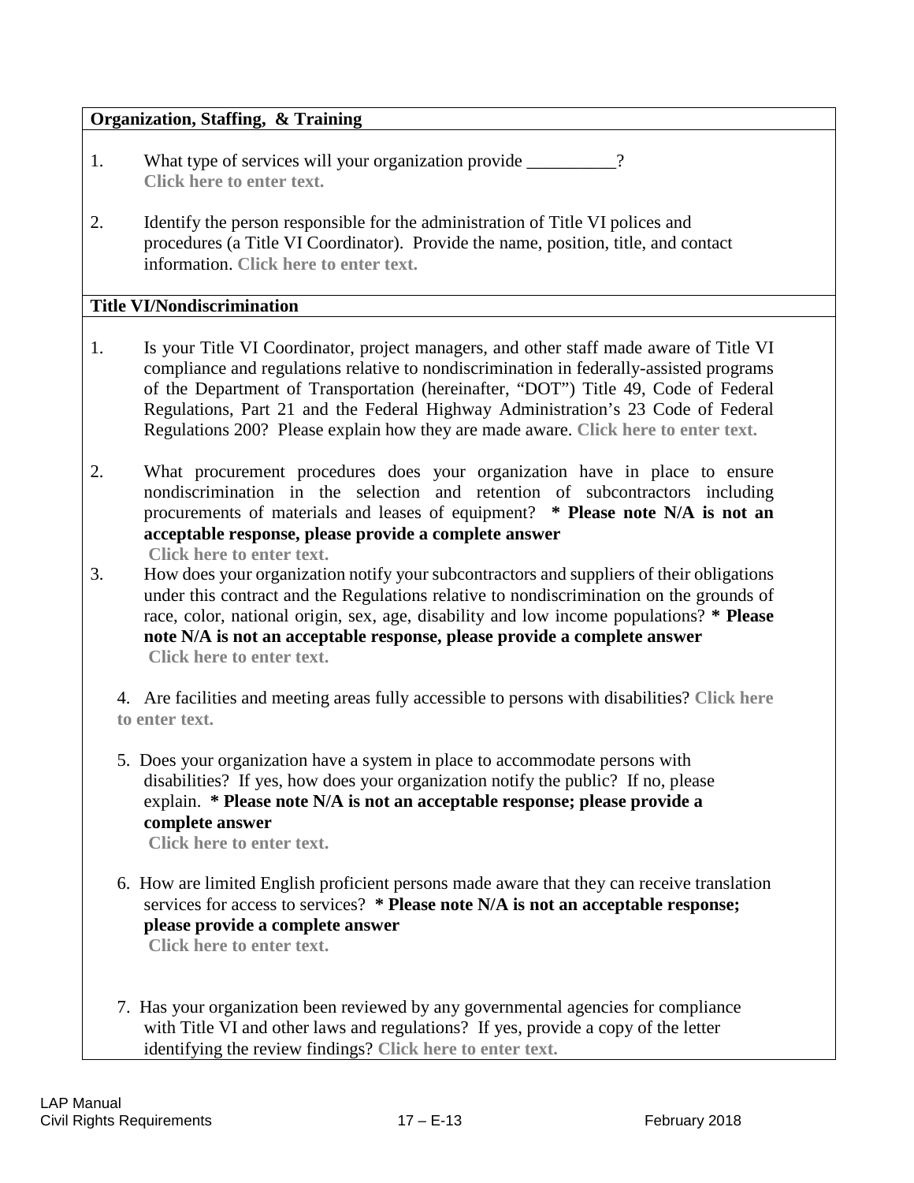**Organization, Staffing, & Training**

1. What type of services will your organization provide __________?
   **Click here to enter text.**

2. Identify the person responsible for the administration of Title VI polices and procedures (a Title VI Coordinator). Provide the name, position, title, and contact information. **Click here to enter text.**

**Title VI/Nondiscrimination**

1. Is your Title VI Coordinator, project managers, and other staff made aware of Title VI compliance and regulations relative to nondiscrimination in federally-assisted programs of the Department of Transportation (hereinafter, "DOT") Title 49, Code of Federal Regulations, Part 21 and the Federal Highway Administration's 23 Code of Federal Regulations 200? Please explain how they are made aware. **Click here to enter text.**

2. What procurement procedures does your organization have in place to ensure nondiscrimination in the selection and retention of subcontractors including procurements of materials and leases of equipment? **\* Please note N/A is not an acceptable response, please provide a complete answer**
   **Click here to enter text.**

3. How does your organization notify your subcontractors and suppliers of their obligations under this contract and the Regulations relative to nondiscrimination on the grounds of race, color, national origin, sex, age, disability and low income populations? **\* Please note N/A is not an acceptable response, please provide a complete answer**
   **Click here to enter text.**

4. Are facilities and meeting areas fully accessible to persons with disabilities? **Click here to enter text.**

5. Does your organization have a system in place to accommodate persons with disabilities? If yes, how does your organization notify the public? If no, please explain. **\* Please note N/A is not an acceptable response; please provide a complete answer**
   **Click here to enter text.**

6. How are limited English proficient persons made aware that they can receive translation services for access to services? **\* Please note N/A is not an acceptable response; please provide a complete answer**
   **Click here to enter text.**

7. Has your organization been reviewed by any governmental agencies for compliance with Title VI and other laws and regulations? If yes, provide a copy of the letter identifying the review findings? **Click here to enter text.**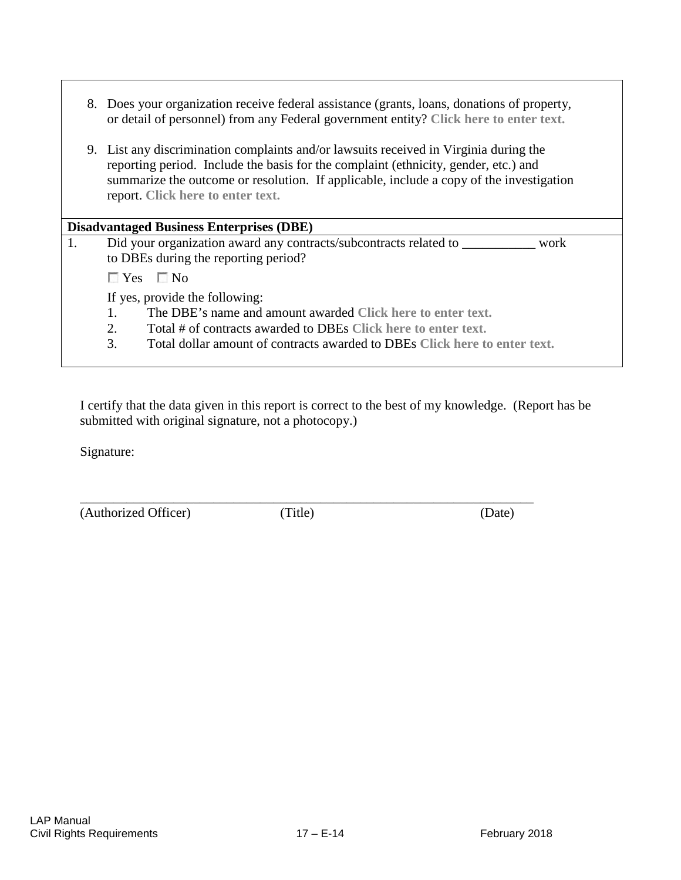8. Does your organization receive federal assistance (grants, loans, donations of property, or detail of personnel) from any Federal government entity? **Click here to enter text.**

9. List any discrimination complaints and/or lawsuits received in Virginia during the reporting period. Include the basis for the complaint (ethnicity, gender, etc.) and summarize the outcome or resolution. If applicable, include a copy of the investigation report. **Click here to enter text.**

**Disadvantaged Business Enterprises (DBE)**

1. Did your organization award any contracts/subcontracts related to ___________ work to DBEs during the reporting period?

   ☐ Yes ☐ No

   If yes, provide the following:

   1. The DBE's name and amount awarded **Click here to enter text.**
   2. Total # of contracts awarded to DBEs **Click here to enter text.**
   3. Total dollar amount of contracts awarded to DBEs **Click here to enter text.**

I certify that the data given in this report is correct to the best of my knowledge. (Report has be submitted with original signature, not a photocopy.)

Signature:

_____________________________________________________________________

(Authorized Officer) (Title) (Date)